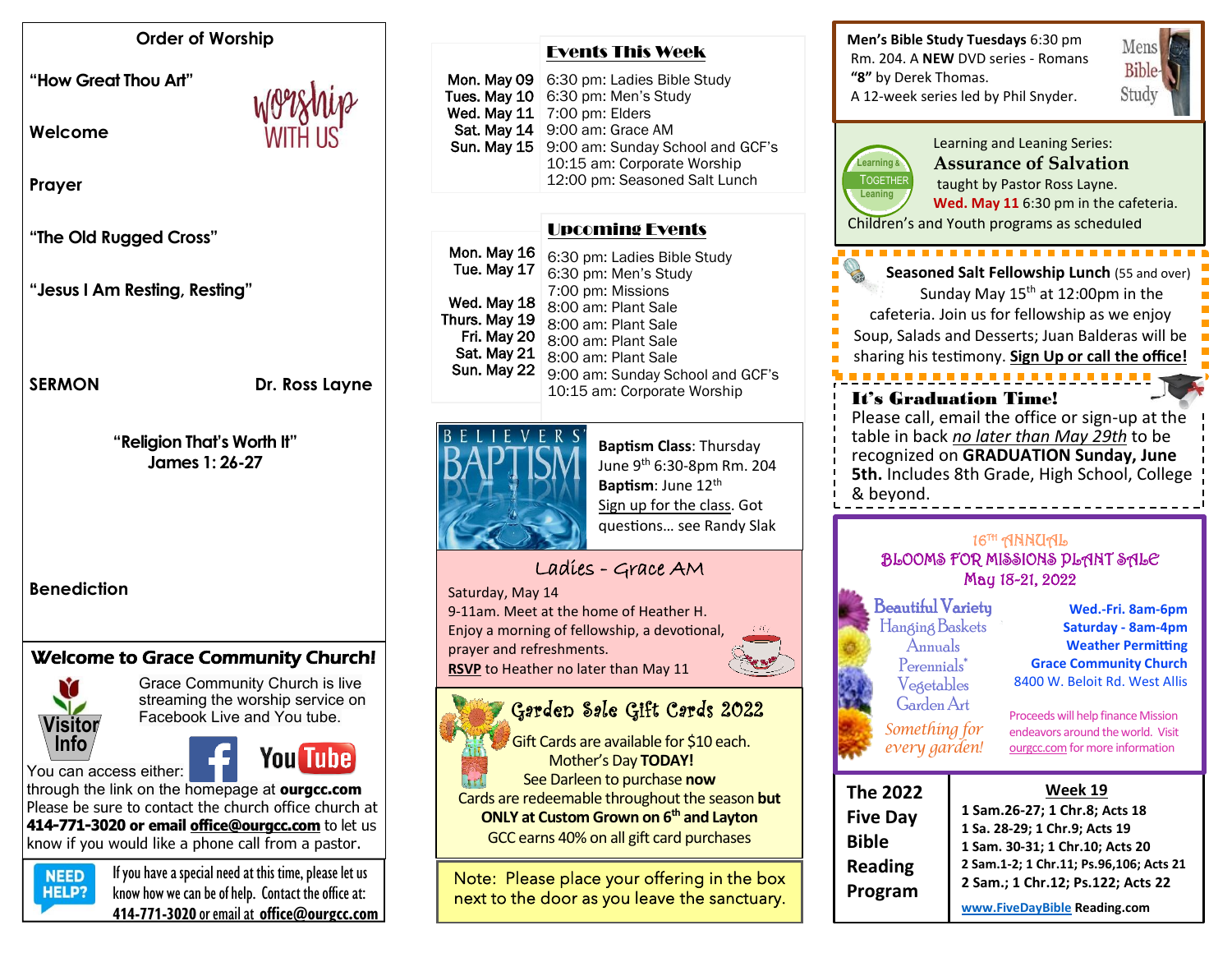## Order of Worship

**"How Great Thou Art"**

**Welcome**

**Prayer**

**"The Old Rugged Cross"**

**"Jesus I Am Resting, Resting"**

**SERMON** — **Dr. Ross Layne**

**"Religion That's Worth It"**
**James 1: 26-27**

**Benediction**

## Welcome to Grace Community Church!

Visitor Info

Grace Community Church is live streaming the worship service on Facebook Live and You tube.

You can access either: through the link on the homepage at **ourgcc.com**

Please be sure to contact the church office church at **414-771-3020 or email office@ourgcc.com** to let us know if you would like a phone call from a pastor.

NEED HELP? If you have a special need at this time, please let us know how we can be of help. Contact the office at: **414-771-3020** or email at **office@ourgcc.com**

## Events This Week

| | |
|---|---|
| Mon. May 09 | 6:30 pm: Ladies Bible Study |
| Tues. May 10 | 6:30 pm: Men's Study |
| Wed. May 11 | 7:00 pm: Elders |
| Sat. May 14 | 9:00 am: Grace AM |
| Sun. May 15 | 9:00 am: Sunday School and GCF's<br>10:15 am: Corporate Worship<br>12:00 pm: Seasoned Salt Lunch |

## Upcoming Events

| | |
|---|---|
| Mon. May 16 | 6:30 pm: Ladies Bible Study |
| Tue. May 17 | 6:30 pm: Men's Study<br>7:00 pm: Missions |
| Wed. May 18 | 8:00 am: Plant Sale |
| Thurs. May 19 | 8:00 am: Plant Sale |
| Fri. May 20 | 8:00 am: Plant Sale |
| Sat. May 21 | 8:00 am: Plant Sale |
| Sun. May 22 | 9:00 am: Sunday School and GCF's<br>10:15 am: Corporate Worship |

**BELIEVERS' BAPTISM**

**Baptism Class**: Thursday June 9th 6:30-8pm Rm. 204
**Baptism**: June 12th
Sign up for the class. Got questions… see Randy Slak

### Ladies - Grace AM

Saturday, May 14
9-11am. Meet at the home of Heather H.
Enjoy a morning of fellowship, a devotional, prayer and refreshments.
**RSVP** to Heather no later than May 11

### Garden Sale Gift Cards 2022

Gift Cards are available for $10 each.
Mother's Day **TODAY!**
See Darleen to purchase **now**
Cards are redeemable throughout the season **but ONLY at Custom Grown on 6th and Layton**
GCC earns 40% on all gift card purchases

Note: Please place your offering in the box next to the door as you leave the sanctuary.

**Men's Bible Study Tuesdays** 6:30 pm Rm. 204. A **NEW** DVD series - Romans **"8"** by Derek Thomas.
A 12-week series led by Phil Snyder.

Learning and Leaning Series:
### Assurance of Salvation
taught by Pastor Ross Layne.
**Wed. May 11** 6:30 pm in the cafeteria.
Children's and Youth programs as scheduled

**Seasoned Salt Fellowship Lunch** (55 and over)
Sunday May 15th at 12:00pm in the cafeteria. Join us for fellowship as we enjoy Soup, Salads and Desserts; Juan Balderas will be sharing his testimony. **Sign Up or call the office!**

### It's Graduation Time!

Please call, email the office or sign-up at the table in back *no later than May 29th* to be recognized on **GRADUATION Sunday, June 5th.** Includes 8th Grade, High School, College & beyond.

16TH ANNUAL
### BLOOMS FOR MISSIONS PLANT SALE
May 18-21, 2022

Beautiful Variety
Hanging Baskets
Annuals
Perennials*
Vegetables
Garden Art
*Something for every garden!*

**Wed.-Fri. 8am-6pm**
**Saturday - 8am-4pm**
**Weather Permitting**
**Grace Community Church**
8400 W. Beloit Rd. West Allis

Proceeds will help finance Mission endeavors around the world. Visit ourgcc.com for more information

**The 2022 Five Day Bible Reading Program**

**Week 19**
**1 Sam.26-27; 1 Chr.8; Acts 18**
**1 Sa. 28-29; 1 Chr.9; Acts 19**
**1 Sam. 30-31; 1 Chr.10; Acts 20**
**2 Sam.1-2; 1 Chr.11; Ps.96,106; Acts 21**
**2 Sam.; 1 Chr.12; Ps.122; Acts 22**

**www.FiveDayBible Reading.com**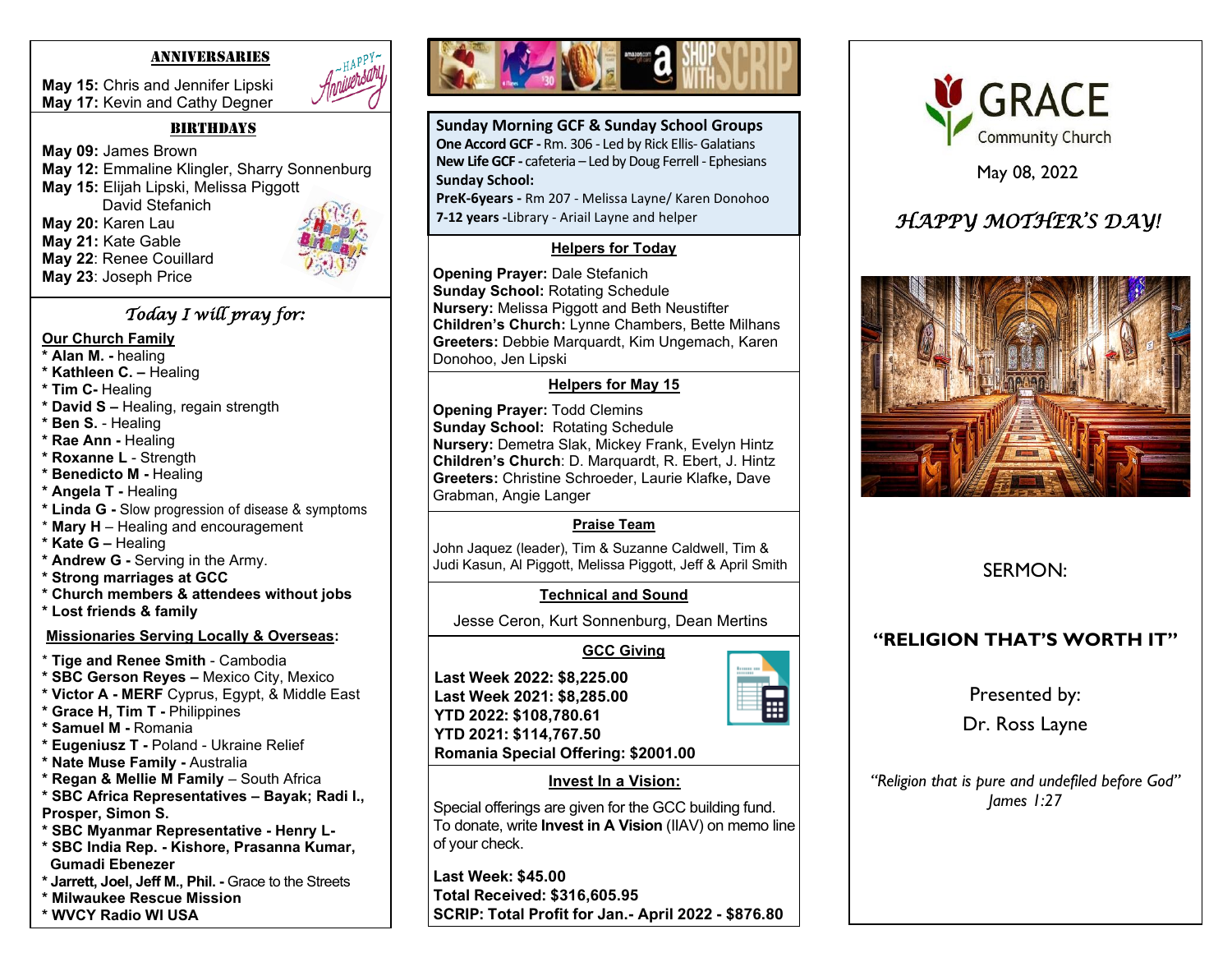## ANNIVERSARIES

**May 15:** Chris and Jennifer Lipski
**May 17:** Kevin and Cathy Degner

## BIRTHDAYS

**May 09:** James Brown
**May 12:** Emmaline Klingler, Sharry Sonnenburg
**May 15:** Elijah Lipski, Melissa Piggott
David Stefanich
**May 20:** Karen Lau
**May 21:** Kate Gable
**May 22:** Renee Couillard
**May 23**: Joseph Price

## *Today I will pray for:*

**Our Church Family**

* **Alan M. -** healing
* **Kathleen C. –** Healing
* **Tim C-** Healing
* **David S –** Healing, regain strength
* **Ben S.** - Healing
* **Rae Ann -** Healing
* **Roxanne L** - Strength
* **Benedicto M -** Healing
* **Angela T -** Healing
* **Linda G -** Slow progression of disease & symptoms
* **Mary H** – Healing and encouragement
* **Kate G –** Healing
* **Andrew G -** Serving in the Army.
* **Strong marriages at GCC**
* **Church members & attendees without jobs**
* **Lost friends & family**

**Missionaries Serving Locally & Overseas:**

* **Tige and Renee Smith** - Cambodia
* **SBC Gerson Reyes –** Mexico City, Mexico
* **Victor A - MERF** Cyprus, Egypt, & Middle East
* **Grace H, Tim T -** Philippines
* **Samuel M -** Romania
* **Eugeniusz T -** Poland - Ukraine Relief
* **Nate Muse Family -** Australia
* **Regan & Mellie M Family** – South Africa
* **SBC Africa Representatives – Bayak; Radi I., Prosper, Simon S.**
* **SBC Myanmar Representative - Henry L-**
* **SBC India Rep. - Kishore, Prasanna Kumar, Gumadi Ebenezer**
* **Jarrett, Joel, Jeff M., Phil. -** Grace to the Streets
* **Milwaukee Rescue Mission**
* **WVCY Radio WI USA**

SHOP WITH SCRIP

**Sunday Morning GCF & Sunday School Groups**
**One Accord GCF -** Rm. 306 - Led by Rick Ellis- Galatians
**New Life GCF -** cafeteria – Led by Doug Ferrell - Ephesians
**Sunday School:**
**PreK-6years -** Rm 207 - Melissa Layne/ Karen Donohoo
**7-12 years -**Library - Ariail Layne and helper

**Helpers for Today**

**Opening Prayer:** Dale Stefanich
**Sunday School:** Rotating Schedule
**Nursery:** Melissa Piggott and Beth Neustifter
**Children's Church:** Lynne Chambers, Bette Milhans
**Greeters:** Debbie Marquardt, Kim Ungemach, Karen Donohoo, Jen Lipski

**Helpers for May 15**

**Opening Prayer:** Todd Clemins
**Sunday School:** Rotating Schedule
**Nursery:** Demetra Slak, Mickey Frank, Evelyn Hintz
**Children's Church**: D. Marquardt, R. Ebert, J. Hintz
**Greeters:** Christine Schroeder, Laurie Klafke**,** Dave Grabman, Angie Langer

**Praise Team**

John Jaquez (leader), Tim & Suzanne Caldwell, Tim & Judi Kasun, Al Piggott, Melissa Piggott, Jeff & April Smith

**Technical and Sound**

Jesse Ceron, Kurt Sonnenburg, Dean Mertins

**GCC Giving**

**Last Week 2022: $8,225.00**
**Last Week 2021: $8,285.00**
**YTD 2022: $108,780.61**
**YTD 2021: $114,767.50**
**Romania Special Offering: $2001.00**

**Invest In a Vision:**

Special offerings are given for the GCC building fund. To donate, write **Invest in A Vision** (IIAV) on memo line of your check.

**Last Week: $45.00**
**Total Received: $316,605.95**
**SCRIP: Total Profit for Jan.- April 2022 - $876.80**

# GRACE
Community Church

May 08, 2022

## *HAPPY MOTHER'S DAY!*

SERMON:

## "RELIGION THAT'S WORTH IT"

Presented by:
Dr. Ross Layne

*"Religion that is pure and undefiled before God"*
*James 1:27*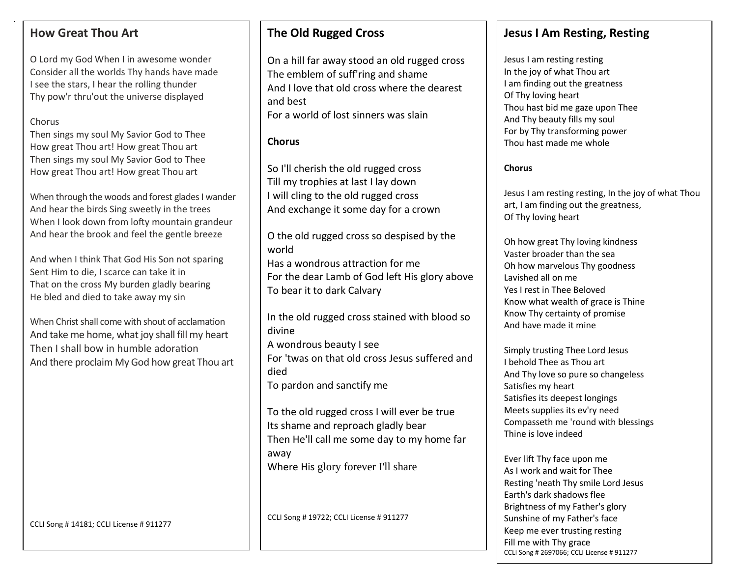## How Great Thou Art

O Lord my God When I in awesome wonder
Consider all the worlds Thy hands have made
I see the stars, I hear the rolling thunder
Thy pow'r thru'out the universe displayed

Chorus
Then sings my soul My Savior God to Thee
How great Thou art! How great Thou art
Then sings my soul My Savior God to Thee
How great Thou art! How great Thou art

When through the woods and forest glades I wander
And hear the birds Sing sweetly in the trees
When I look down from lofty mountain grandeur
And hear the brook and feel the gentle breeze

And when I think That God His Son not sparing
Sent Him to die, I scarce can take it in
That on the cross My burden gladly bearing
He bled and died to take away my sin

When Christ shall come with shout of acclamation
And take me home, what joy shall fill my heart
Then I shall bow in humble adoration
And there proclaim My God how great Thou art

CCLI Song # 14181; CCLI License # 911277

## The Old Rugged Cross

On a hill far away stood an old rugged cross
The emblem of suff'ring and shame
And I love that old cross where the dearest and best
For a world of lost sinners was slain

**Chorus**

So I'll cherish the old rugged cross
Till my trophies at last I lay down
I will cling to the old rugged cross
And exchange it some day for a crown

O the old rugged cross so despised by the world
Has a wondrous attraction for me
For the dear Lamb of God left His glory above
To bear it to dark Calvary

In the old rugged cross stained with blood so divine
A wondrous beauty I see
For 'twas on that old cross Jesus suffered and died
To pardon and sanctify me

To the old rugged cross I will ever be true
Its shame and reproach gladly bear
Then He'll call me some day to my home far away
Where His glory forever I'll share

CCLI Song # 19722; CCLI License # 911277

## Jesus I Am Resting, Resting

Jesus I am resting resting
In the joy of what Thou art
I am finding out the greatness
Of Thy loving heart
Thou hast bid me gaze upon Thee
And Thy beauty fills my soul
For by Thy transforming power
Thou hast made me whole

**Chorus**

Jesus I am resting resting, In the joy of what Thou art, I am finding out the greatness,
Of Thy loving heart

Oh how great Thy loving kindness
Vaster broader than the sea
Oh how marvelous Thy goodness
Lavished all on me
Yes I rest in Thee Beloved
Know what wealth of grace is Thine
Know Thy certainty of promise
And have made it mine

Simply trusting Thee Lord Jesus
I behold Thee as Thou art
And Thy love so pure so changeless
Satisfies my heart
Satisfies its deepest longings
Meets supplies its ev'ry need
Compasseth me 'round with blessings
Thine is love indeed

Ever lift Thy face upon me
As I work and wait for Thee
Resting 'neath Thy smile Lord Jesus
Earth's dark shadows flee
Brightness of my Father's glory
Sunshine of my Father's face
Keep me ever trusting resting
Fill me with Thy grace

CCLI Song # 2697066; CCLI License # 911277